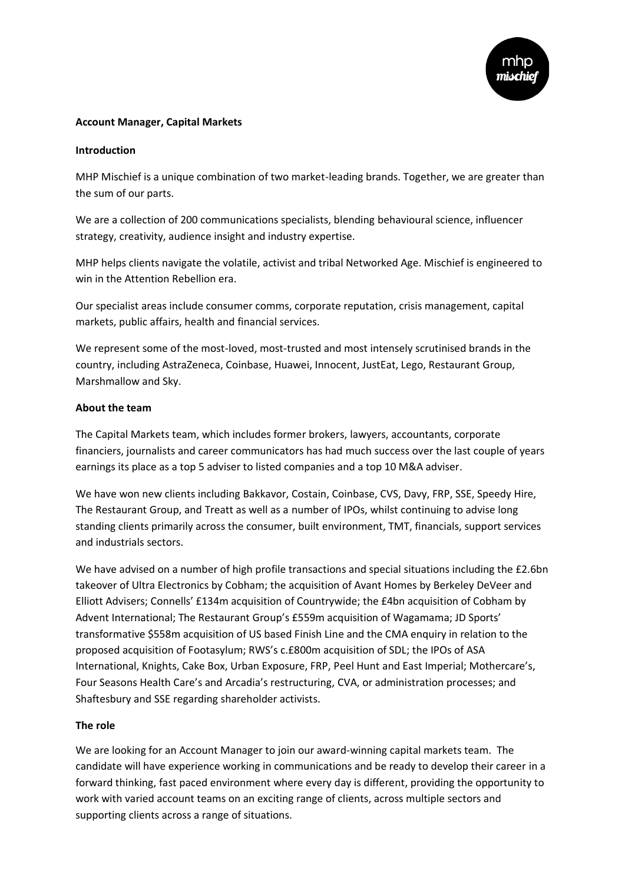**Account Manager, Capital Markets**

**Introduction**

MHP Mischief is a unique combination of two market-leading brands. Together, we are greater than the sum of our parts.

We are a collection of 200 communications specialists, blending behavioural science, influencer strategy, creativity, audience insight and industry expertise.

MHP helps clients navigate the volatile, activist and tribal Networked Age. Mischief is engineered to win in the Attention Rebellion era.

Our specialist areas include consumer comms, corporate reputation, crisis management, capital markets, public affairs, health and financial services.

We represent some of the most-loved, most-trusted and most intensely scrutinised brands in the country, including AstraZeneca, Coinbase, Huawei, Innocent, JustEat, Lego, Restaurant Group, Marshmallow and Sky.

**About the team**

The Capital Markets team, which includes former brokers, lawyers, accountants, corporate financiers, journalists and career communicators has had much success over the last couple of years earnings its place as a top 5 adviser to listed companies and a top 10 M&A adviser.

We have won new clients including Bakkavor, Costain, Coinbase, CVS, Davy, FRP, SSE, Speedy Hire, The Restaurant Group, and Treatt as well as a number of IPOs, whilst continuing to advise long standing clients primarily across the consumer, built environment, TMT, financials, support services and industrials sectors.

We have advised on a number of high profile transactions and special situations including the £2.6bn takeover of Ultra Electronics by Cobham; the acquisition of Avant Homes by Berkeley DeVeer and Elliott Advisers; Connells' £134m acquisition of Countrywide; the £4bn acquisition of Cobham by Advent International; The Restaurant Group's £559m acquisition of Wagamama; JD Sports' transformative $558m acquisition of US based Finish Line and the CMA enquiry in relation to the proposed acquisition of Footasylum; RWS's c.£800m acquisition of SDL; the IPOs of ASA International, Knights, Cake Box, Urban Exposure, FRP, Peel Hunt and East Imperial; Mothercare's, Four Seasons Health Care's and Arcadia's restructuring, CVA, or administration processes; and Shaftesbury and SSE regarding shareholder activists.

**The role**

We are looking for an Account Manager to join our award-winning capital markets team. The candidate will have experience working in communications and be ready to develop their career in a forward thinking, fast paced environment where every day is different, providing the opportunity to work with varied account teams on an exciting range of clients, across multiple sectors and supporting clients across a range of situations.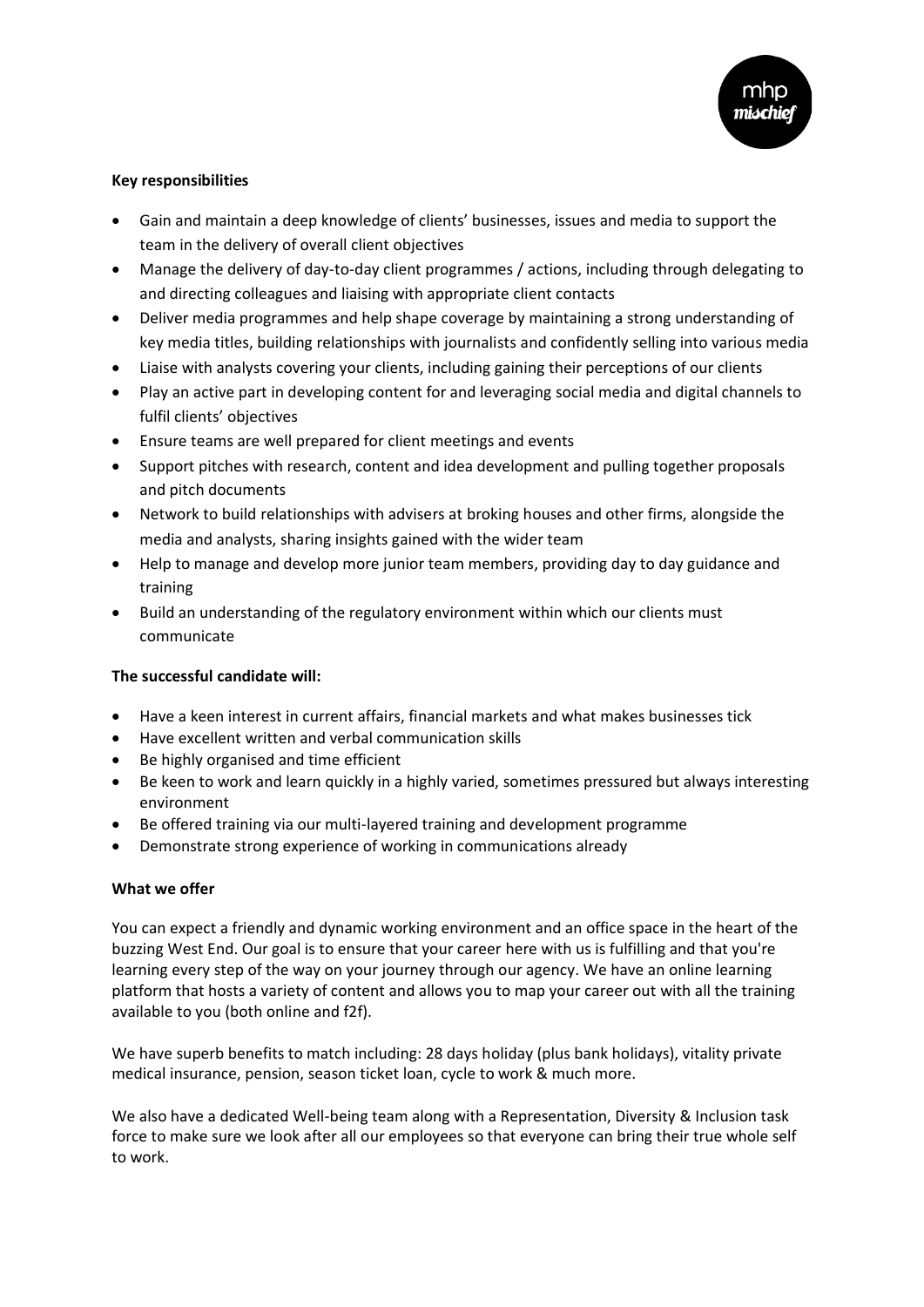**Key responsibilities**

- Gain and maintain a deep knowledge of clients' businesses, issues and media to support the team in the delivery of overall client objectives
- Manage the delivery of day-to-day client programmes / actions, including through delegating to and directing colleagues and liaising with appropriate client contacts
- Deliver media programmes and help shape coverage by maintaining a strong understanding of key media titles, building relationships with journalists and confidently selling into various media
- Liaise with analysts covering your clients, including gaining their perceptions of our clients
- Play an active part in developing content for and leveraging social media and digital channels to fulfil clients' objectives
- Ensure teams are well prepared for client meetings and events
- Support pitches with research, content and idea development and pulling together proposals and pitch documents
- Network to build relationships with advisers at broking houses and other firms, alongside the media and analysts, sharing insights gained with the wider team
- Help to manage and develop more junior team members, providing day to day guidance and training
- Build an understanding of the regulatory environment within which our clients must communicate

**The successful candidate will:**

- Have a keen interest in current affairs, financial markets and what makes businesses tick
- Have excellent written and verbal communication skills
- Be highly organised and time efficient
- Be keen to work and learn quickly in a highly varied, sometimes pressured but always interesting environment
- Be offered training via our multi-layered training and development programme
- Demonstrate strong experience of working in communications already

**What we offer**

You can expect a friendly and dynamic working environment and an office space in the heart of the buzzing West End. Our goal is to ensure that your career here with us is fulfilling and that you're learning every step of the way on your journey through our agency. We have an online learning platform that hosts a variety of content and allows you to map your career out with all the training available to you (both online and f2f).

We have superb benefits to match including: 28 days holiday (plus bank holidays), vitality private medical insurance, pension, season ticket loan, cycle to work & much more.

We also have a dedicated Well-being team along with a Representation, Diversity & Inclusion task force to make sure we look after all our employees so that everyone can bring their true whole self to work.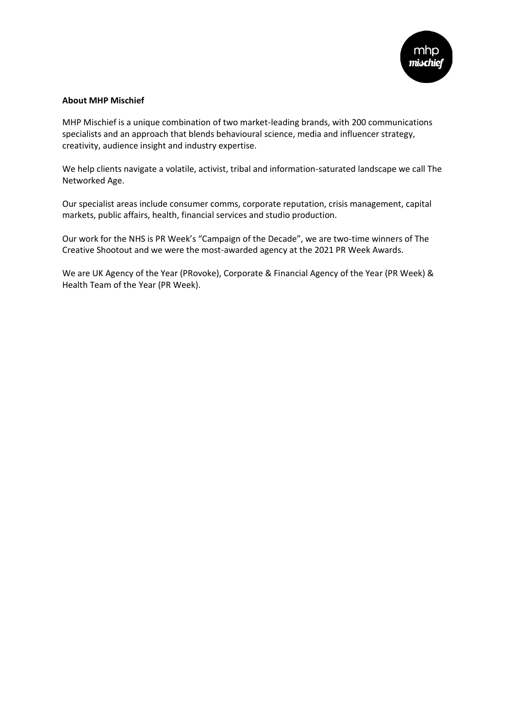**About MHP Mischief**

MHP Mischief is a unique combination of two market-leading brands, with 200 communications specialists and an approach that blends behavioural science, media and influencer strategy, creativity, audience insight and industry expertise.

We help clients navigate a volatile, activist, tribal and information-saturated landscape we call The Networked Age.

Our specialist areas include consumer comms, corporate reputation, crisis management, capital markets, public affairs, health, financial services and studio production.

Our work for the NHS is PR Week's "Campaign of the Decade", we are two-time winners of The Creative Shootout and we were the most-awarded agency at the 2021 PR Week Awards.

We are UK Agency of the Year (PRovoke), Corporate & Financial Agency of the Year (PR Week) & Health Team of the Year (PR Week).